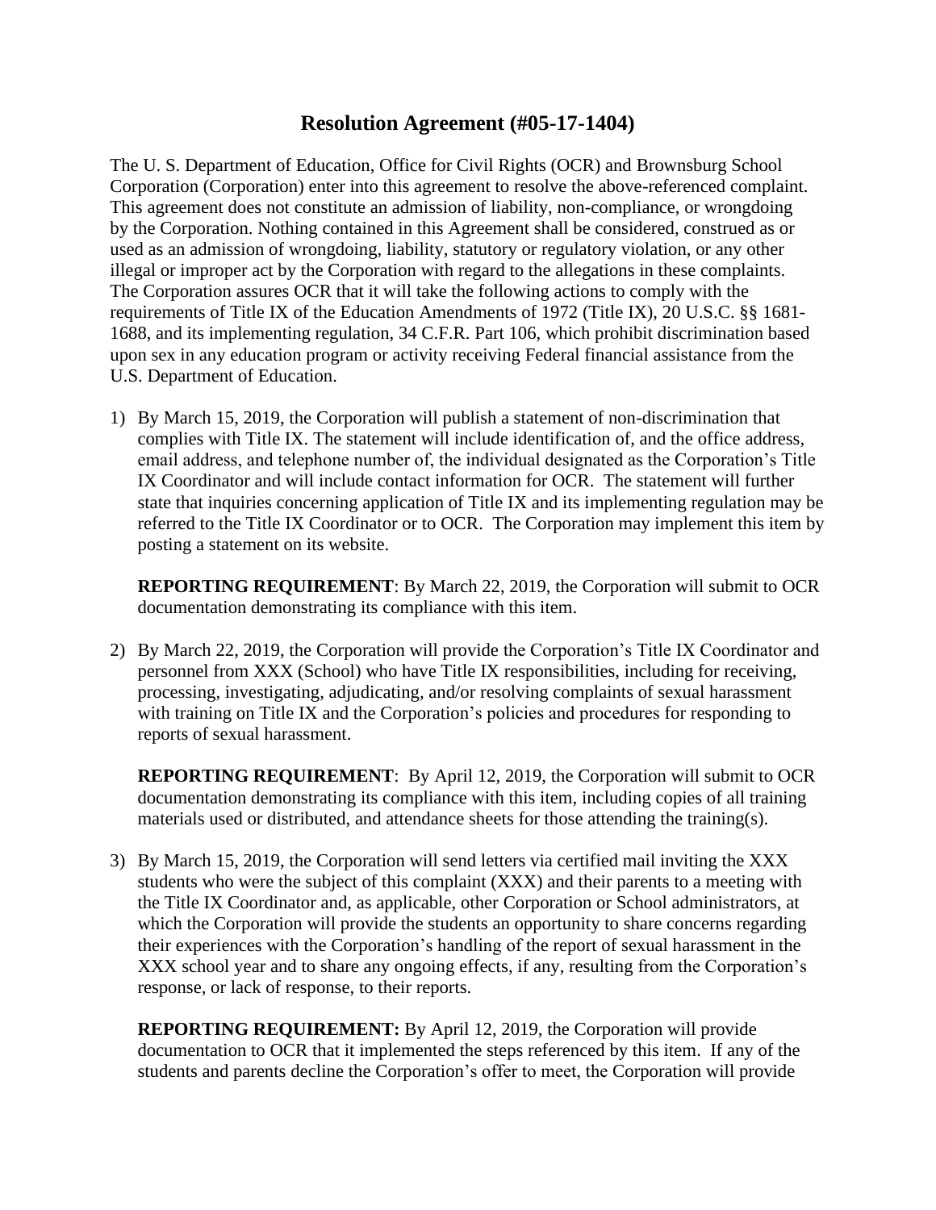# Resolution Agreement (#05-17-1404)

The U. S. Department of Education, Office for Civil Rights (OCR) and Brownsburg School Corporation (Corporation) enter into this agreement to resolve the above-referenced complaint. This agreement does not constitute an admission of liability, non-compliance, or wrongdoing by the Corporation. Nothing contained in this Agreement shall be considered, construed as or used as an admission of wrongdoing, liability, statutory or regulatory violation, or any other illegal or improper act by the Corporation with regard to the allegations in these complaints. The Corporation assures OCR that it will take the following actions to comply with the requirements of Title IX of the Education Amendments of 1972 (Title IX), 20 U.S.C. §§ 1681-1688, and its implementing regulation, 34 C.F.R. Part 106, which prohibit discrimination based upon sex in any education program or activity receiving Federal financial assistance from the U.S. Department of Education.

1) By March 15, 2019, the Corporation will publish a statement of non-discrimination that complies with Title IX. The statement will include identification of, and the office address, email address, and telephone number of, the individual designated as the Corporation's Title IX Coordinator and will include contact information for OCR. The statement will further state that inquiries concerning application of Title IX and its implementing regulation may be referred to the Title IX Coordinator or to OCR. The Corporation may implement this item by posting a statement on its website.

   **REPORTING REQUIREMENT**: By March 22, 2019, the Corporation will submit to OCR documentation demonstrating its compliance with this item.

2) By March 22, 2019, the Corporation will provide the Corporation's Title IX Coordinator and personnel from XXX (School) who have Title IX responsibilities, including for receiving, processing, investigating, adjudicating, and/or resolving complaints of sexual harassment with training on Title IX and the Corporation's policies and procedures for responding to reports of sexual harassment.

   **REPORTING REQUIREMENT**: By April 12, 2019, the Corporation will submit to OCR documentation demonstrating its compliance with this item, including copies of all training materials used or distributed, and attendance sheets for those attending the training(s).

3) By March 15, 2019, the Corporation will send letters via certified mail inviting the XXX students who were the subject of this complaint (XXX) and their parents to a meeting with the Title IX Coordinator and, as applicable, other Corporation or School administrators, at which the Corporation will provide the students an opportunity to share concerns regarding their experiences with the Corporation's handling of the report of sexual harassment in the XXX school year and to share any ongoing effects, if any, resulting from the Corporation's response, or lack of response, to their reports.

   **REPORTING REQUIREMENT:** By April 12, 2019, the Corporation will provide documentation to OCR that it implemented the steps referenced by this item. If any of the students and parents decline the Corporation's offer to meet, the Corporation will provide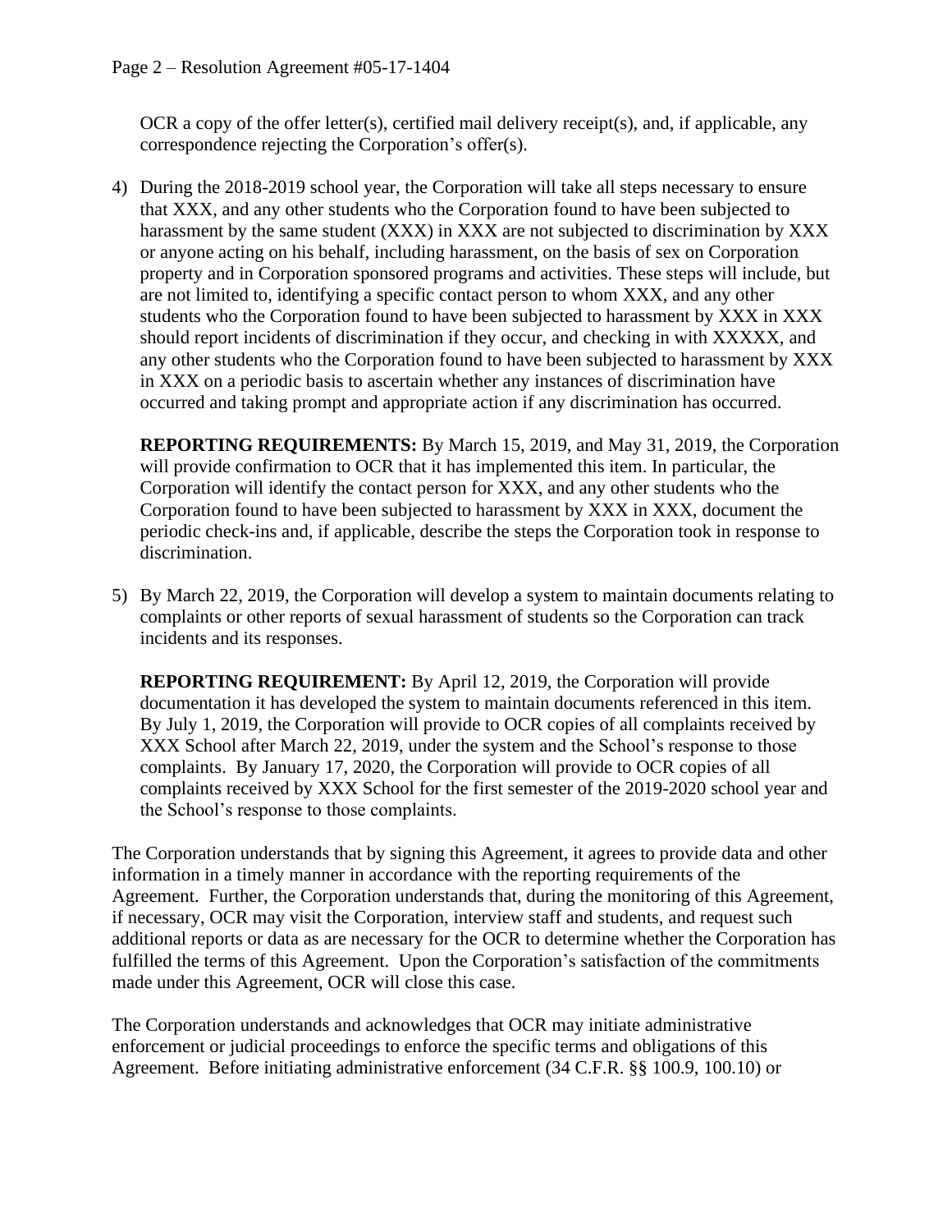OCR a copy of the offer letter(s), certified mail delivery receipt(s), and, if applicable, any correspondence rejecting the Corporation's offer(s).

4) During the 2018-2019 school year, the Corporation will take all steps necessary to ensure that XXX, and any other students who the Corporation found to have been subjected to harassment by the same student (XXX) in XXX are not subjected to discrimination by XXX or anyone acting on his behalf, including harassment, on the basis of sex on Corporation property and in Corporation sponsored programs and activities. These steps will include, but are not limited to, identifying a specific contact person to whom XXX, and any other students who the Corporation found to have been subjected to harassment by XXX in XXX should report incidents of discrimination if they occur, and checking in with XXXXX, and any other students who the Corporation found to have been subjected to harassment by XXX in XXX on a periodic basis to ascertain whether any instances of discrimination have occurred and taking prompt and appropriate action if any discrimination has occurred.

   **REPORTING REQUIREMENTS:** By March 15, 2019, and May 31, 2019, the Corporation will provide confirmation to OCR that it has implemented this item. In particular, the Corporation will identify the contact person for XXX, and any other students who the Corporation found to have been subjected to harassment by XXX in XXX, document the periodic check-ins and, if applicable, describe the steps the Corporation took in response to discrimination.

5) By March 22, 2019, the Corporation will develop a system to maintain documents relating to complaints or other reports of sexual harassment of students so the Corporation can track incidents and its responses.

   **REPORTING REQUIREMENT:** By April 12, 2019, the Corporation will provide documentation it has developed the system to maintain documents referenced in this item. By July 1, 2019, the Corporation will provide to OCR copies of all complaints received by XXX School after March 22, 2019, under the system and the School's response to those complaints. By January 17, 2020, the Corporation will provide to OCR copies of all complaints received by XXX School for the first semester of the 2019-2020 school year and the School's response to those complaints.

The Corporation understands that by signing this Agreement, it agrees to provide data and other information in a timely manner in accordance with the reporting requirements of the Agreement. Further, the Corporation understands that, during the monitoring of this Agreement, if necessary, OCR may visit the Corporation, interview staff and students, and request such additional reports or data as are necessary for the OCR to determine whether the Corporation has fulfilled the terms of this Agreement. Upon the Corporation's satisfaction of the commitments made under this Agreement, OCR will close this case.

The Corporation understands and acknowledges that OCR may initiate administrative enforcement or judicial proceedings to enforce the specific terms and obligations of this Agreement. Before initiating administrative enforcement (34 C.F.R. §§ 100.9, 100.10) or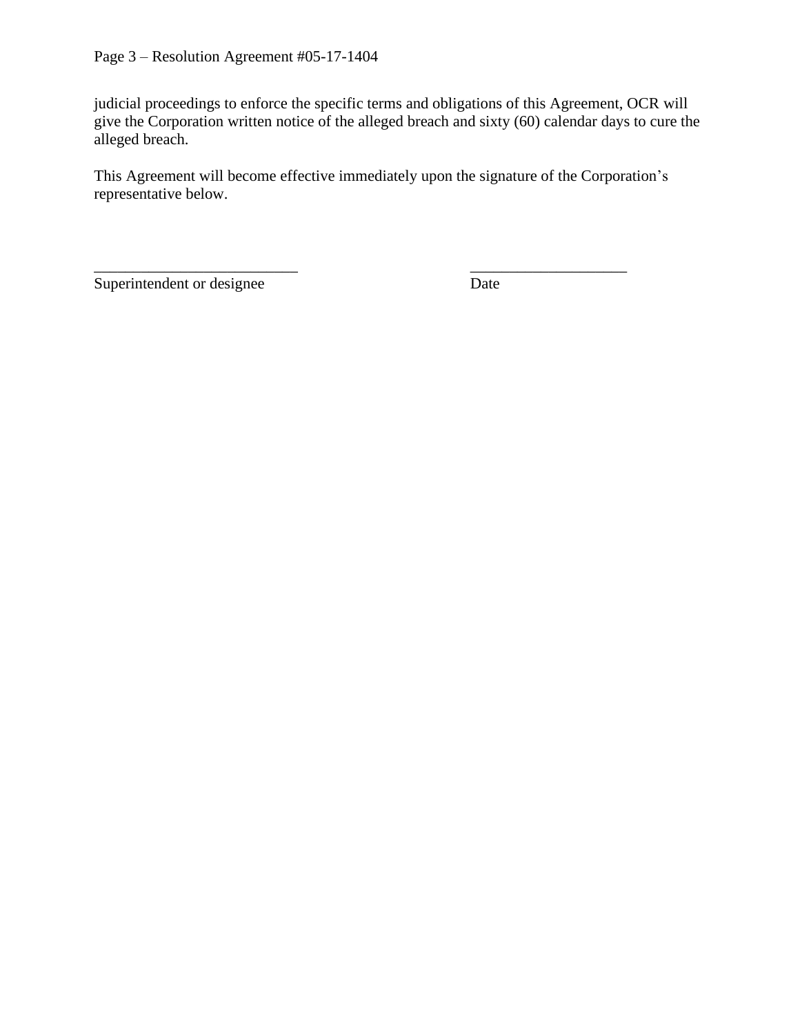judicial proceedings to enforce the specific terms and obligations of this Agreement, OCR will give the Corporation written notice of the alleged breach and sixty (60) calendar days to cure the alleged breach.

This Agreement will become effective immediately upon the signature of the Corporation's representative below.

| | |
|---|---|
| __________________________ | ____________________ |
| Superintendent or designee | Date |